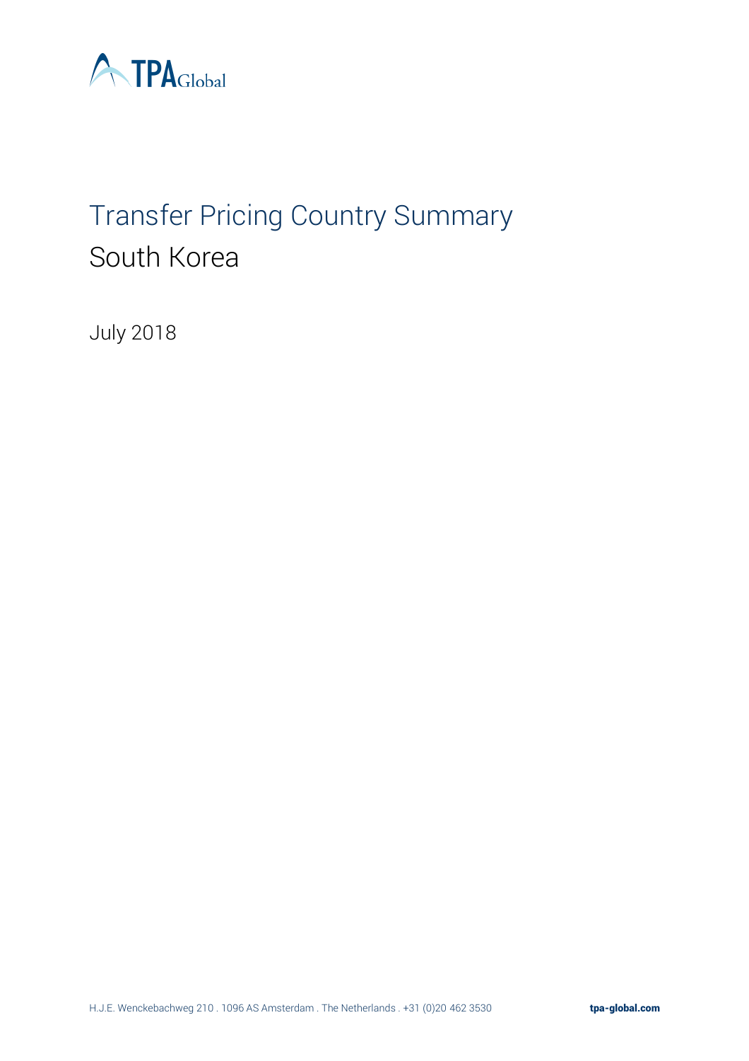# Transfer Pricing Country Summary

## South Korea

July 2018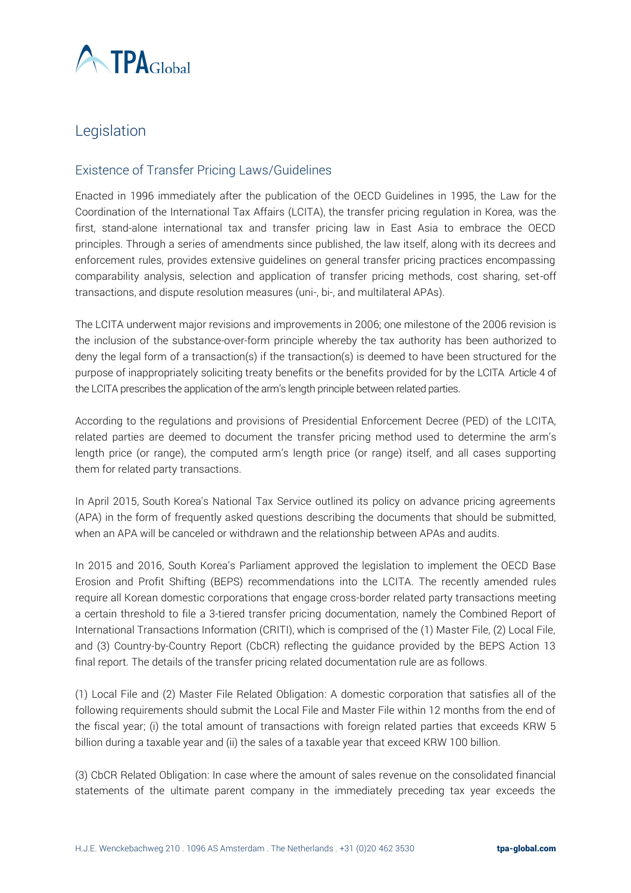# Legislation

## Existence of Transfer Pricing Laws/Guidelines

Enacted in 1996 immediately after the publication of the OECD Guidelines in 1995, the Law for the Coordination of the International Tax Affairs (LCITA), the transfer pricing regulation in Korea, was the first, stand-alone international tax and transfer pricing law in East Asia to embrace the OECD principles. Through a series of amendments since published, the law itself, along with its decrees and enforcement rules, provides extensive guidelines on general transfer pricing practices encompassing comparability analysis, selection and application of transfer pricing methods, cost sharing, set-off transactions, and dispute resolution measures (uni-, bi-, and multilateral APAs).

The LCITA underwent major revisions and improvements in 2006; one milestone of the 2006 revision is the inclusion of the substance-over-form principle whereby the tax authority has been authorized to deny the legal form of a transaction(s) if the transaction(s) is deemed to have been structured for the purpose of inappropriately soliciting treaty benefits or the benefits provided for by the LCITA. Article 4 of the LCITA prescribes the application of the arm's length principle between related parties.

According to the regulations and provisions of Presidential Enforcement Decree (PED) of the LCITA, related parties are deemed to document the transfer pricing method used to determine the arm's length price (or range), the computed arm's length price (or range) itself, and all cases supporting them for related party transactions.

In April 2015, South Korea's National Tax Service outlined its policy on advance pricing agreements (APA) in the form of frequently asked questions describing the documents that should be submitted, when an APA will be canceled or withdrawn and the relationship between APAs and audits.

In 2015 and 2016, South Korea's Parliament approved the legislation to implement the OECD Base Erosion and Profit Shifting (BEPS) recommendations into the LCITA. The recently amended rules require all Korean domestic corporations that engage cross-border related party transactions meeting a certain threshold to file a 3-tiered transfer pricing documentation, namely the Combined Report of International Transactions Information (CRITI), which is comprised of the (1) Master File, (2) Local File, and (3) Country-by-Country Report (CbCR) reflecting the guidance provided by the BEPS Action 13 final report. The details of the transfer pricing related documentation rule are as follows.

(1) Local File and (2) Master File Related Obligation: A domestic corporation that satisfies all of the following requirements should submit the Local File and Master File within 12 months from the end of the fiscal year; (i) the total amount of transactions with foreign related parties that exceeds KRW 5 billion during a taxable year and (ii) the sales of a taxable year that exceed KRW 100 billion.

(3) CbCR Related Obligation: In case where the amount of sales revenue on the consolidated financial statements of the ultimate parent company in the immediately preceding tax year exceeds the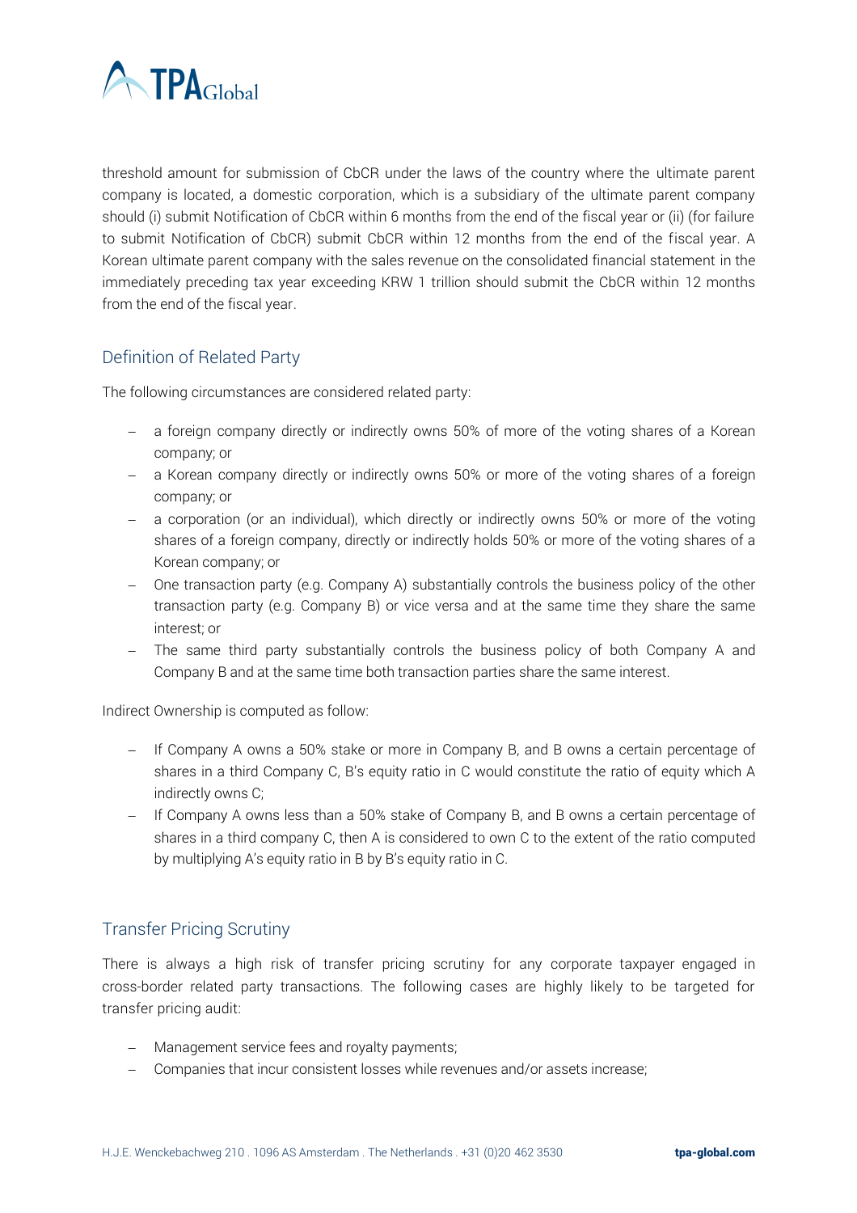threshold amount for submission of CbCR under the laws of the country where the ultimate parent company is located, a domestic corporation, which is a subsidiary of the ultimate parent company should (i) submit Notification of CbCR within 6 months from the end of the fiscal year or (ii) (for failure to submit Notification of CbCR) submit CbCR within 12 months from the end of the fiscal year. A Korean ultimate parent company with the sales revenue on the consolidated financial statement in the immediately preceding tax year exceeding KRW 1 trillion should submit the CbCR within 12 months from the end of the fiscal year.

## Definition of Related Party

The following circumstances are considered related party:

- a foreign company directly or indirectly owns 50% of more of the voting shares of a Korean company; or
- a Korean company directly or indirectly owns 50% or more of the voting shares of a foreign company; or
- a corporation (or an individual), which directly or indirectly owns 50% or more of the voting shares of a foreign company, directly or indirectly holds 50% or more of the voting shares of a Korean company; or
- One transaction party (e.g. Company A) substantially controls the business policy of the other transaction party (e.g. Company B) or vice versa and at the same time they share the same interest; or
- The same third party substantially controls the business policy of both Company A and Company B and at the same time both transaction parties share the same interest.

Indirect Ownership is computed as follow:

- If Company A owns a 50% stake or more in Company B, and B owns a certain percentage of shares in a third Company C, B's equity ratio in C would constitute the ratio of equity which A indirectly owns C;
- If Company A owns less than a 50% stake of Company B, and B owns a certain percentage of shares in a third company C, then A is considered to own C to the extent of the ratio computed by multiplying A's equity ratio in B by B's equity ratio in C.

## Transfer Pricing Scrutiny

There is always a high risk of transfer pricing scrutiny for any corporate taxpayer engaged in cross-border related party transactions. The following cases are highly likely to be targeted for transfer pricing audit:

- Management service fees and royalty payments;
- Companies that incur consistent losses while revenues and/or assets increase;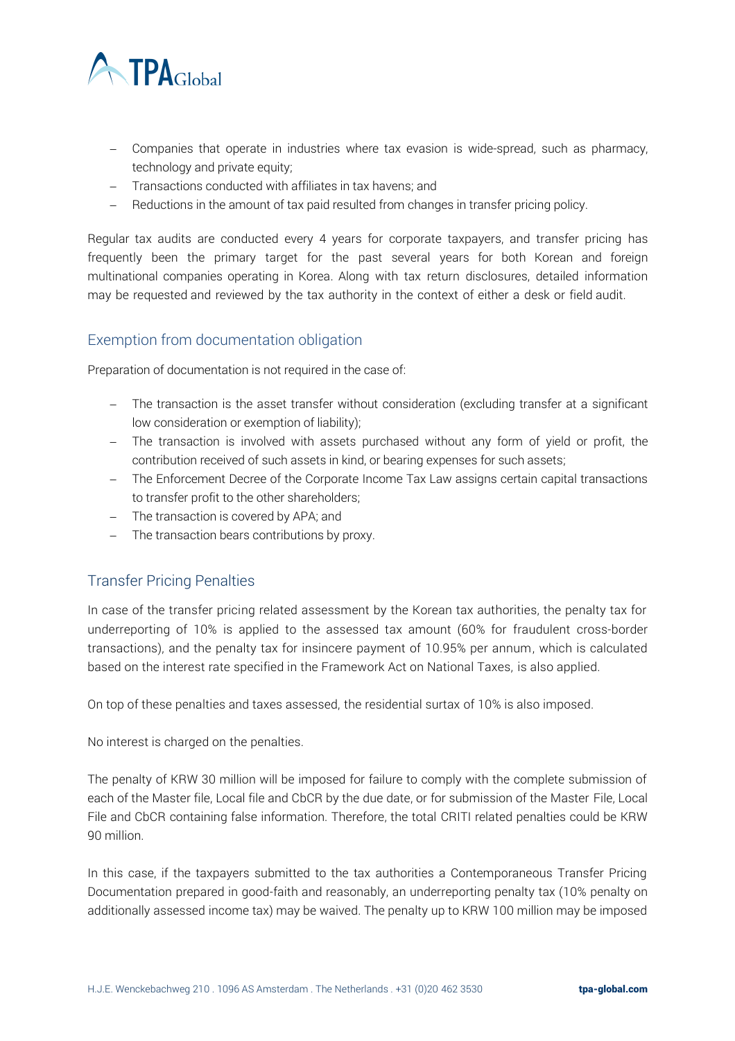- Companies that operate in industries where tax evasion is wide-spread, such as pharmacy, technology and private equity;
- Transactions conducted with affiliates in tax havens; and
- Reductions in the amount of tax paid resulted from changes in transfer pricing policy.

Regular tax audits are conducted every 4 years for corporate taxpayers, and transfer pricing has frequently been the primary target for the past several years for both Korean and foreign multinational companies operating in Korea. Along with tax return disclosures, detailed information may be requested and reviewed by the tax authority in the context of either a desk or field audit.

## Exemption from documentation obligation

Preparation of documentation is not required in the case of:

- The transaction is the asset transfer without consideration (excluding transfer at a significant low consideration or exemption of liability);
- The transaction is involved with assets purchased without any form of yield or profit, the contribution received of such assets in kind, or bearing expenses for such assets;
- The Enforcement Decree of the Corporate Income Tax Law assigns certain capital transactions to transfer profit to the other shareholders;
- The transaction is covered by APA; and
- The transaction bears contributions by proxy.

## Transfer Pricing Penalties

In case of the transfer pricing related assessment by the Korean tax authorities, the penalty tax for underreporting of 10% is applied to the assessed tax amount (60% for fraudulent cross-border transactions), and the penalty tax for insincere payment of 10.95% per annum, which is calculated based on the interest rate specified in the Framework Act on National Taxes, is also applied.

On top of these penalties and taxes assessed, the residential surtax of 10% is also imposed.

No interest is charged on the penalties.

The penalty of KRW 30 million will be imposed for failure to comply with the complete submission of each of the Master file, Local file and CbCR by the due date, or for submission of the Master File, Local File and CbCR containing false information. Therefore, the total CRITI related penalties could be KRW 90 million.

In this case, if the taxpayers submitted to the tax authorities a Contemporaneous Transfer Pricing Documentation prepared in good-faith and reasonably, an underreporting penalty tax (10% penalty on additionally assessed income tax) may be waived. The penalty up to KRW 100 million may be imposed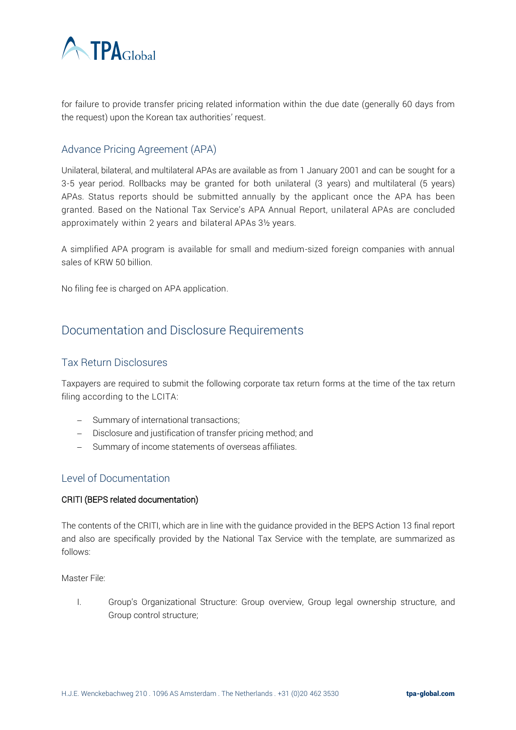for failure to provide transfer pricing related information within the due date (generally 60 days from the request) upon the Korean tax authorities' request.

### Advance Pricing Agreement (APA)

Unilateral, bilateral, and multilateral APAs are available as from 1 January 2001 and can be sought for a 3-5 year period. Rollbacks may be granted for both unilateral (3 years) and multilateral (5 years) APAs. Status reports should be submitted annually by the applicant once the APA has been granted. Based on the National Tax Service's APA Annual Report, unilateral APAs are concluded approximately within 2 years and bilateral APAs 3½ years.

A simplified APA program is available for small and medium-sized foreign companies with annual sales of KRW 50 billion.

No filing fee is charged on APA application.

## Documentation and Disclosure Requirements

### Tax Return Disclosures

Taxpayers are required to submit the following corporate tax return forms at the time of the tax return filing according to the LCITA:

- Summary of international transactions;
- Disclosure and justification of transfer pricing method; and
- Summary of income statements of overseas affiliates.

### Level of Documentation

#### CRITI (BEPS related documentation)

The contents of the CRITI, which are in line with the guidance provided in the BEPS Action 13 final report and also are specifically provided by the National Tax Service with the template, are summarized as follows:

Master File:

I. Group's Organizational Structure: Group overview, Group legal ownership structure, and Group control structure;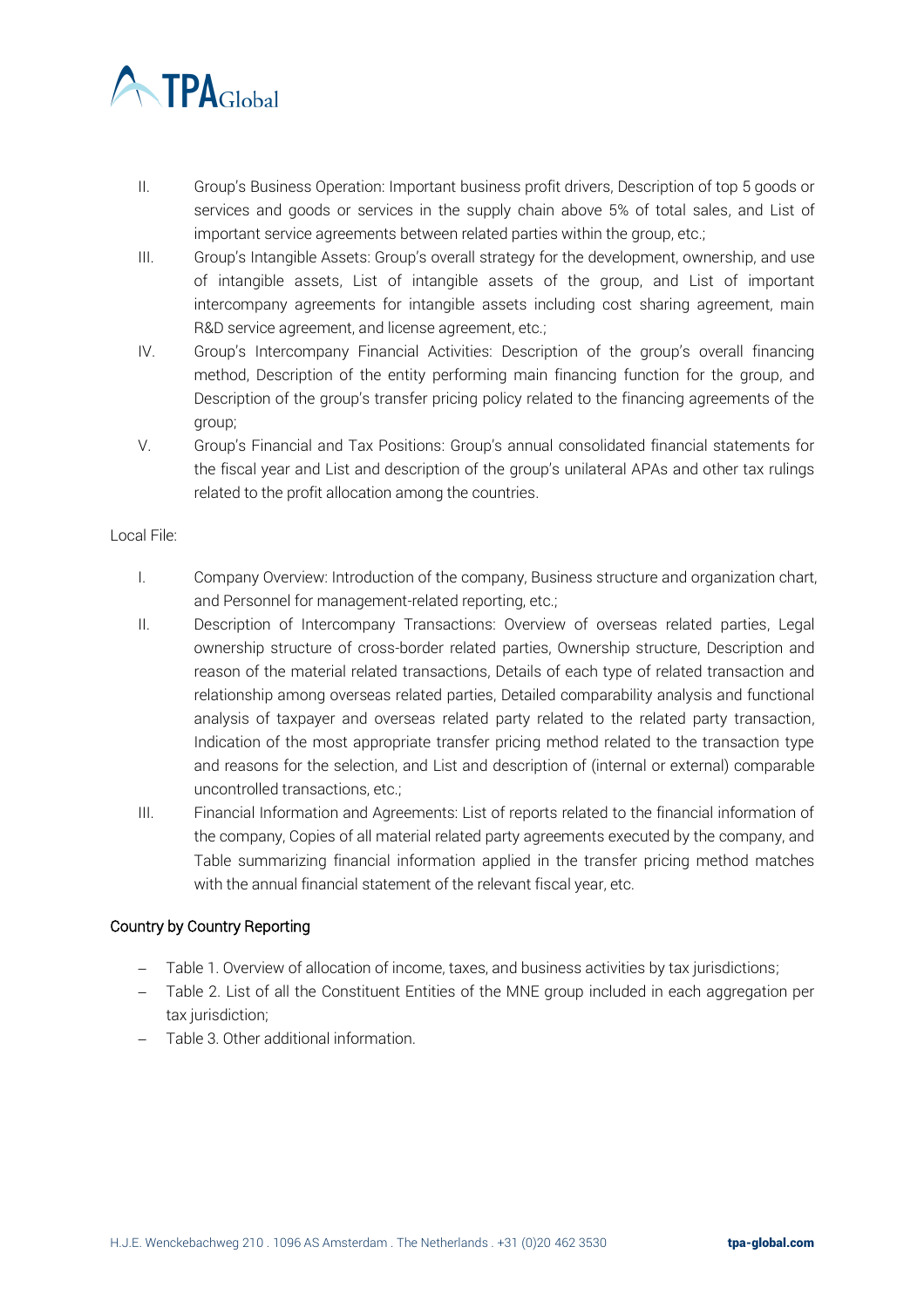II. Group's Business Operation: Important business profit drivers, Description of top 5 goods or services and goods or services in the supply chain above 5% of total sales, and List of important service agreements between related parties within the group, etc.;

III. Group's Intangible Assets: Group's overall strategy for the development, ownership, and use of intangible assets, List of intangible assets of the group, and List of important intercompany agreements for intangible assets including cost sharing agreement, main R&D service agreement, and license agreement, etc.;

IV. Group's Intercompany Financial Activities: Description of the group's overall financing method, Description of the entity performing main financing function for the group, and Description of the group's transfer pricing policy related to the financing agreements of the group;

V. Group's Financial and Tax Positions: Group's annual consolidated financial statements for the fiscal year and List and description of the group's unilateral APAs and other tax rulings related to the profit allocation among the countries.

Local File:

I. Company Overview: Introduction of the company, Business structure and organization chart, and Personnel for management-related reporting, etc.;

II. Description of Intercompany Transactions: Overview of overseas related parties, Legal ownership structure of cross-border related parties, Ownership structure, Description and reason of the material related transactions, Details of each type of related transaction and relationship among overseas related parties, Detailed comparability analysis and functional analysis of taxpayer and overseas related party related to the related party transaction, Indication of the most appropriate transfer pricing method related to the transaction type and reasons for the selection, and List and description of (internal or external) comparable uncontrolled transactions, etc.;

III. Financial Information and Agreements: List of reports related to the financial information of the company, Copies of all material related party agreements executed by the company, and Table summarizing financial information applied in the transfer pricing method matches with the annual financial statement of the relevant fiscal year, etc.

## Country by Country Reporting

- Table 1. Overview of allocation of income, taxes, and business activities by tax jurisdictions;
- Table 2. List of all the Constituent Entities of the MNE group included in each aggregation per tax jurisdiction;
- Table 3. Other additional information.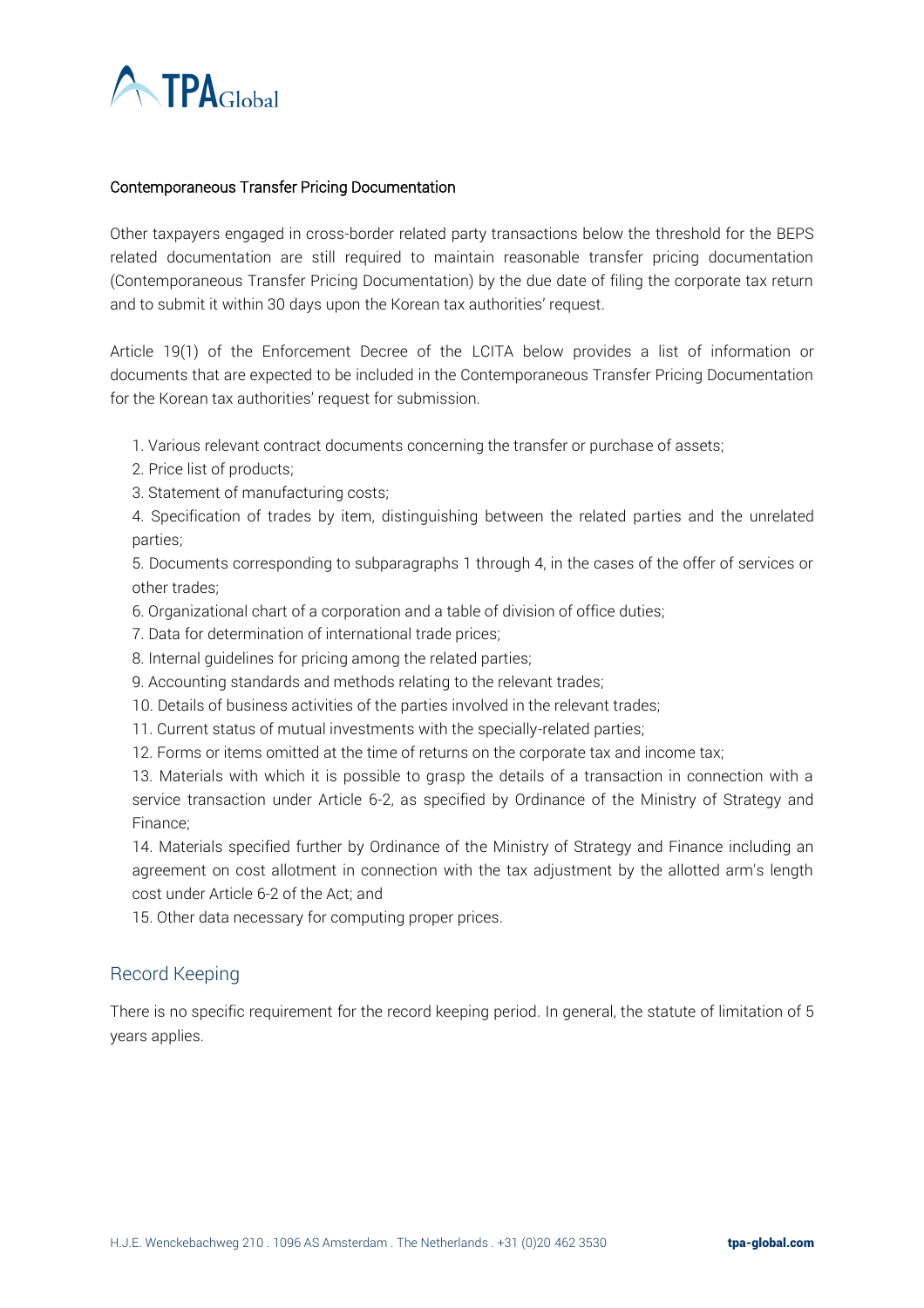### Contemporaneous Transfer Pricing Documentation

Other taxpayers engaged in cross-border related party transactions below the threshold for the BEPS related documentation are still required to maintain reasonable transfer pricing documentation (Contemporaneous Transfer Pricing Documentation) by the due date of filing the corporate tax return and to submit it within 30 days upon the Korean tax authorities' request.

Article 19(1) of the Enforcement Decree of the LCITA below provides a list of information or documents that are expected to be included in the Contemporaneous Transfer Pricing Documentation for the Korean tax authorities' request for submission.

1. Various relevant contract documents concerning the transfer or purchase of assets;
2. Price list of products;
3. Statement of manufacturing costs;
4. Specification of trades by item, distinguishing between the related parties and the unrelated parties;
5. Documents corresponding to subparagraphs 1 through 4, in the cases of the offer of services or other trades;
6. Organizational chart of a corporation and a table of division of office duties;
7. Data for determination of international trade prices;
8. Internal guidelines for pricing among the related parties;
9. Accounting standards and methods relating to the relevant trades;
10. Details of business activities of the parties involved in the relevant trades;
11. Current status of mutual investments with the specially-related parties;
12. Forms or items omitted at the time of returns on the corporate tax and income tax;
13. Materials with which it is possible to grasp the details of a transaction in connection with a service transaction under Article 6-2, as specified by Ordinance of the Ministry of Strategy and Finance;
14. Materials specified further by Ordinance of the Ministry of Strategy and Finance including an agreement on cost allotment in connection with the tax adjustment by the allotted arm's length cost under Article 6-2 of the Act; and
15. Other data necessary for computing proper prices.

## Record Keeping

There is no specific requirement for the record keeping period. In general, the statute of limitation of 5 years applies.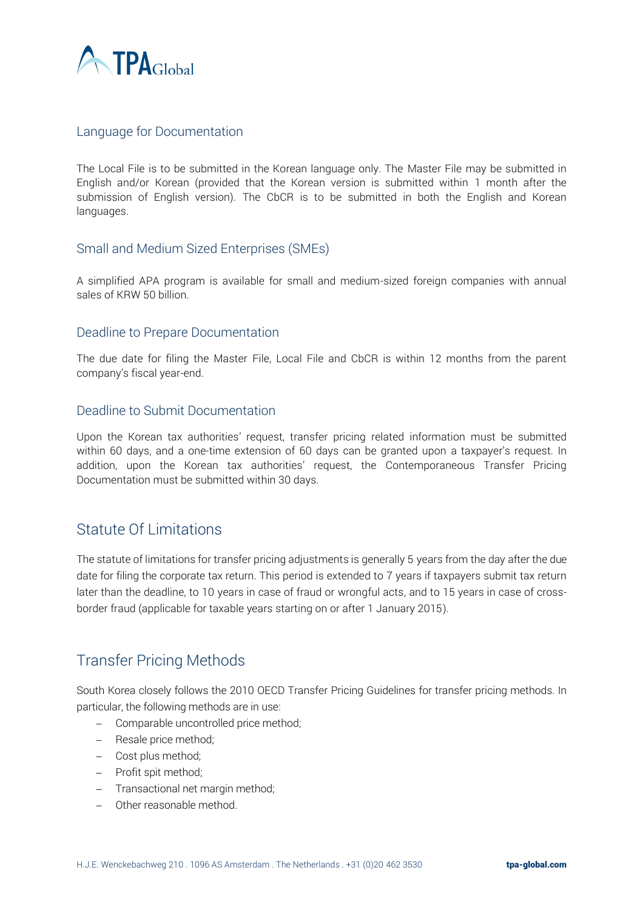### Language for Documentation

The Local File is to be submitted in the Korean language only. The Master File may be submitted in English and/or Korean (provided that the Korean version is submitted within 1 month after the submission of English version). The CbCR is to be submitted in both the English and Korean languages.

### Small and Medium Sized Enterprises (SMEs)

A simplified APA program is available for small and medium-sized foreign companies with annual sales of KRW 50 billion.

### Deadline to Prepare Documentation

The due date for filing the Master File, Local File and CbCR is within 12 months from the parent company's fiscal year-end.

### Deadline to Submit Documentation

Upon the Korean tax authorities' request, transfer pricing related information must be submitted within 60 days, and a one-time extension of 60 days can be granted upon a taxpayer's request. In addition, upon the Korean tax authorities' request, the Contemporaneous Transfer Pricing Documentation must be submitted within 30 days.

## Statute Of Limitations

The statute of limitations for transfer pricing adjustments is generally 5 years from the day after the due date for filing the corporate tax return. This period is extended to 7 years if taxpayers submit tax return later than the deadline, to 10 years in case of fraud or wrongful acts, and to 15 years in case of cross-border fraud (applicable for taxable years starting on or after 1 January 2015).

## Transfer Pricing Methods

South Korea closely follows the 2010 OECD Transfer Pricing Guidelines for transfer pricing methods. In particular, the following methods are in use:

- Comparable uncontrolled price method;
- Resale price method;
- Cost plus method;
- Profit spit method;
- Transactional net margin method;
- Other reasonable method.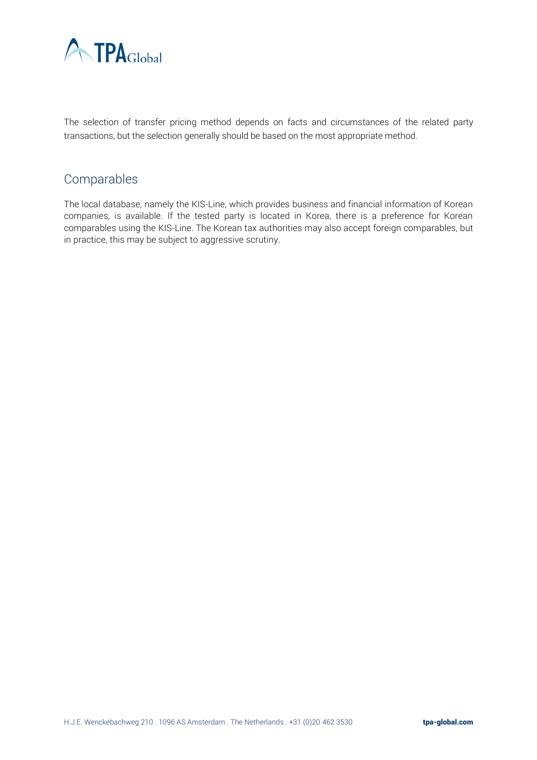The selection of transfer pricing method depends on facts and circumstances of the related party transactions, but the selection generally should be based on the most appropriate method.

## Comparables

The local database, namely the KIS-Line, which provides business and financial information of Korean companies, is available. If the tested party is located in Korea, there is a preference for Korean comparables using the KIS-Line. The Korean tax authorities may also accept foreign comparables, but in practice, this may be subject to aggressive scrutiny.